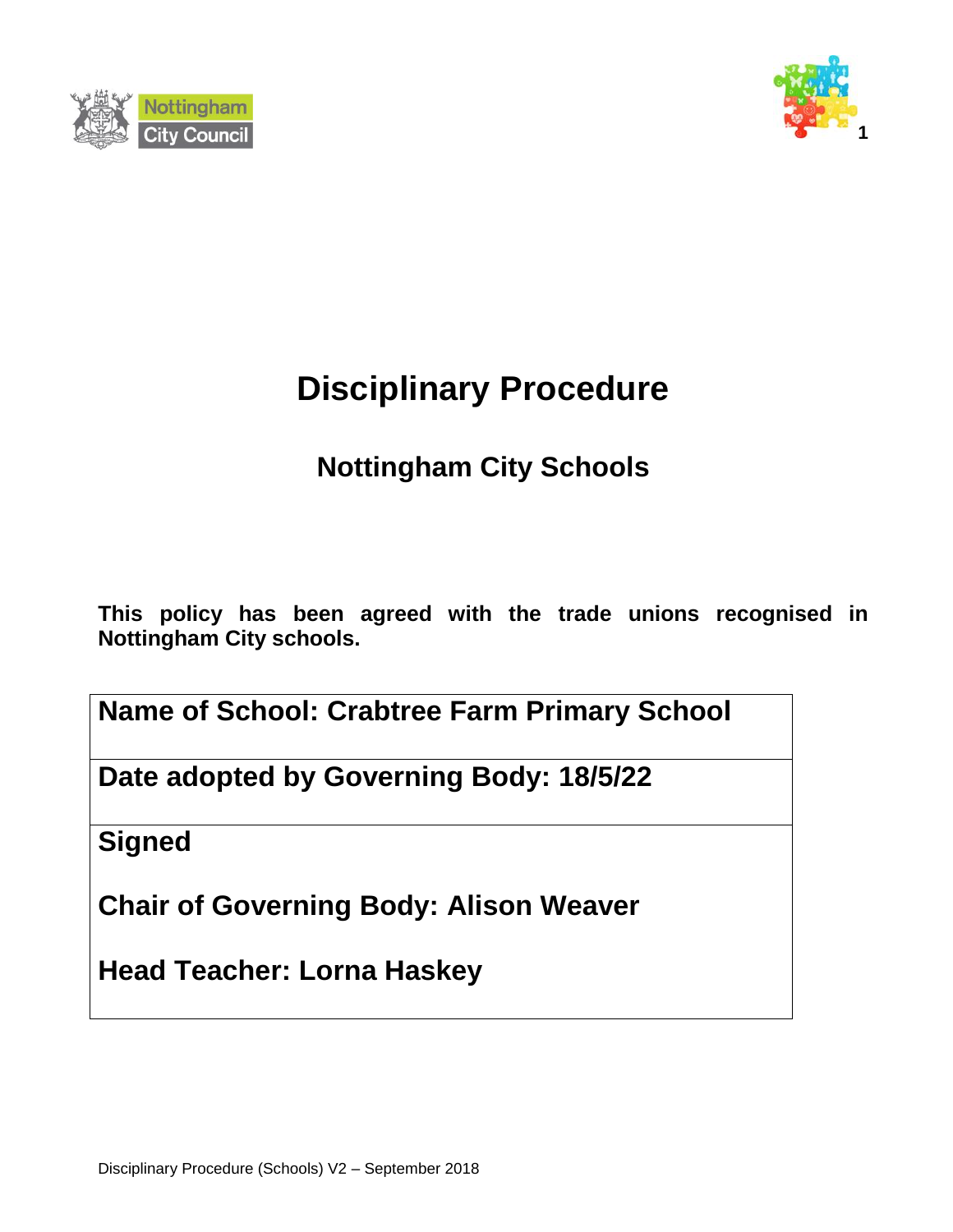# Disciplinary Procedure

## Nottingham City Schools

**This policy has been agreed with the trade unions recognised in Nottingham City schools.**

| **Name of School: Crabtree Farm Primary School** |
| --- |
| **Date adopted by Governing Body: 18/5/22** |
| **Signed**<br><br>**Chair of Governing Body: Alison Weaver**<br><br>**Head Teacher: Lorna Haskey** |

Disciplinary Procedure (Schools) V2 – September 2018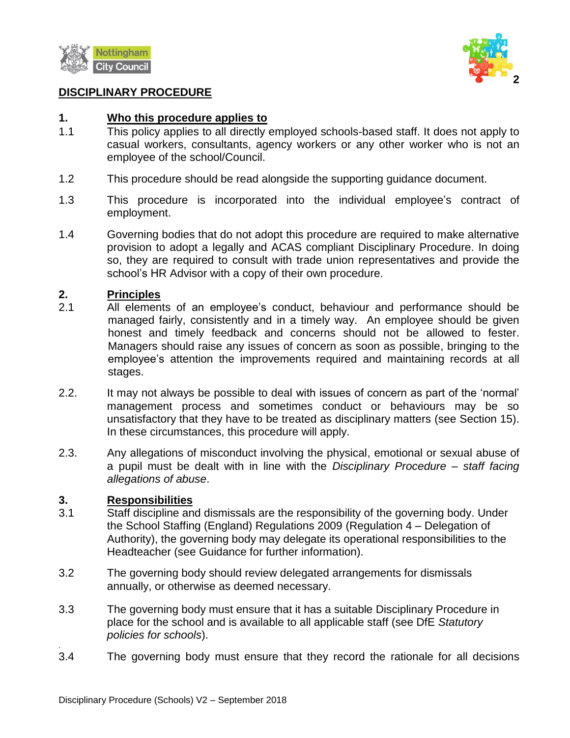# DISCIPLINARY PROCEDURE

## 1. Who this procedure applies to

1.1 This policy applies to all directly employed schools-based staff. It does not apply to casual workers, consultants, agency workers or any other worker who is not an employee of the school/Council.

1.2 This procedure should be read alongside the supporting guidance document.

1.3 This procedure is incorporated into the individual employee's contract of employment.

1.4 Governing bodies that do not adopt this procedure are required to make alternative provision to adopt a legally and ACAS compliant Disciplinary Procedure. In doing so, they are required to consult with trade union representatives and provide the school's HR Advisor with a copy of their own procedure.

## 2. Principles

2.1 All elements of an employee's conduct, behaviour and performance should be managed fairly, consistently and in a timely way. An employee should be given honest and timely feedback and concerns should not be allowed to fester. Managers should raise any issues of concern as soon as possible, bringing to the employee's attention the improvements required and maintaining records at all stages.

2.2. It may not always be possible to deal with issues of concern as part of the 'normal' management process and sometimes conduct or behaviours may be so unsatisfactory that they have to be treated as disciplinary matters (see Section 15). In these circumstances, this procedure will apply.

2.3. Any allegations of misconduct involving the physical, emotional or sexual abuse of a pupil must be dealt with in line with the *Disciplinary Procedure – staff facing allegations of abuse*.

## 3. Responsibilities

3.1 Staff discipline and dismissals are the responsibility of the governing body. Under the School Staffing (England) Regulations 2009 (Regulation 4 – Delegation of Authority), the governing body may delegate its operational responsibilities to the Headteacher (see Guidance for further information).

3.2 The governing body should review delegated arrangements for dismissals annually, or otherwise as deemed necessary.

3.3 The governing body must ensure that it has a suitable Disciplinary Procedure in place for the school and is available to all applicable staff (see DfE *Statutory policies for schools*).

3.4 The governing body must ensure that they record the rationale for all decisions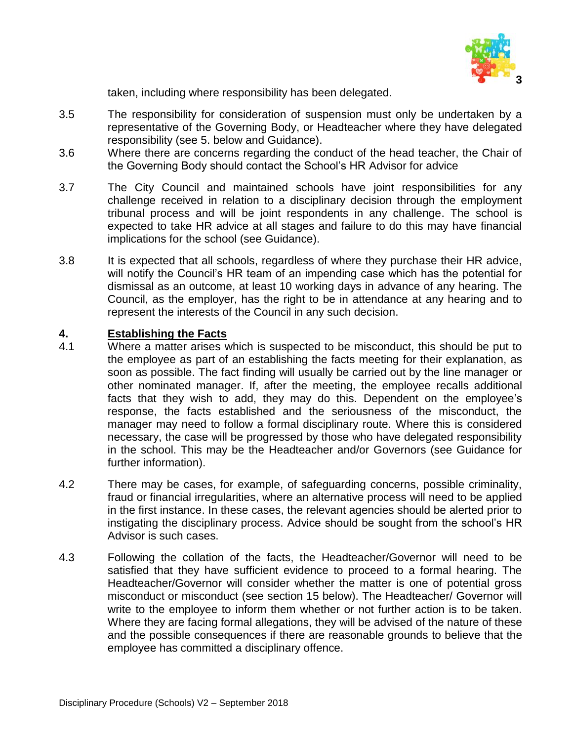taken, including where responsibility has been delegated.

3.5 The responsibility for consideration of suspension must only be undertaken by a representative of the Governing Body, or Headteacher where they have delegated responsibility (see 5. below and Guidance).

3.6 Where there are concerns regarding the conduct of the head teacher, the Chair of the Governing Body should contact the School's HR Advisor for advice

3.7 The City Council and maintained schools have joint responsibilities for any challenge received in relation to a disciplinary decision through the employment tribunal process and will be joint respondents in any challenge. The school is expected to take HR advice at all stages and failure to do this may have financial implications for the school (see Guidance).

3.8 It is expected that all schools, regardless of where they purchase their HR advice, will notify the Council's HR team of an impending case which has the potential for dismissal as an outcome, at least 10 working days in advance of any hearing. The Council, as the employer, has the right to be in attendance at any hearing and to represent the interests of the Council in any such decision.

## 4. Establishing the Facts

4.1 Where a matter arises which is suspected to be misconduct, this should be put to the employee as part of an establishing the facts meeting for their explanation, as soon as possible. The fact finding will usually be carried out by the line manager or other nominated manager. If, after the meeting, the employee recalls additional facts that they wish to add, they may do this. Dependent on the employee's response, the facts established and the seriousness of the misconduct, the manager may need to follow a formal disciplinary route. Where this is considered necessary, the case will be progressed by those who have delegated responsibility in the school. This may be the Headteacher and/or Governors (see Guidance for further information).

4.2 There may be cases, for example, of safeguarding concerns, possible criminality, fraud or financial irregularities, where an alternative process will need to be applied in the first instance. In these cases, the relevant agencies should be alerted prior to instigating the disciplinary process. Advice should be sought from the school's HR Advisor is such cases.

4.3 Following the collation of the facts, the Headteacher/Governor will need to be satisfied that they have sufficient evidence to proceed to a formal hearing. The Headteacher/Governor will consider whether the matter is one of potential gross misconduct or misconduct (see section 15 below). The Headteacher/ Governor will write to the employee to inform them whether or not further action is to be taken. Where they are facing formal allegations, they will be advised of the nature of these and the possible consequences if there are reasonable grounds to believe that the employee has committed a disciplinary offence.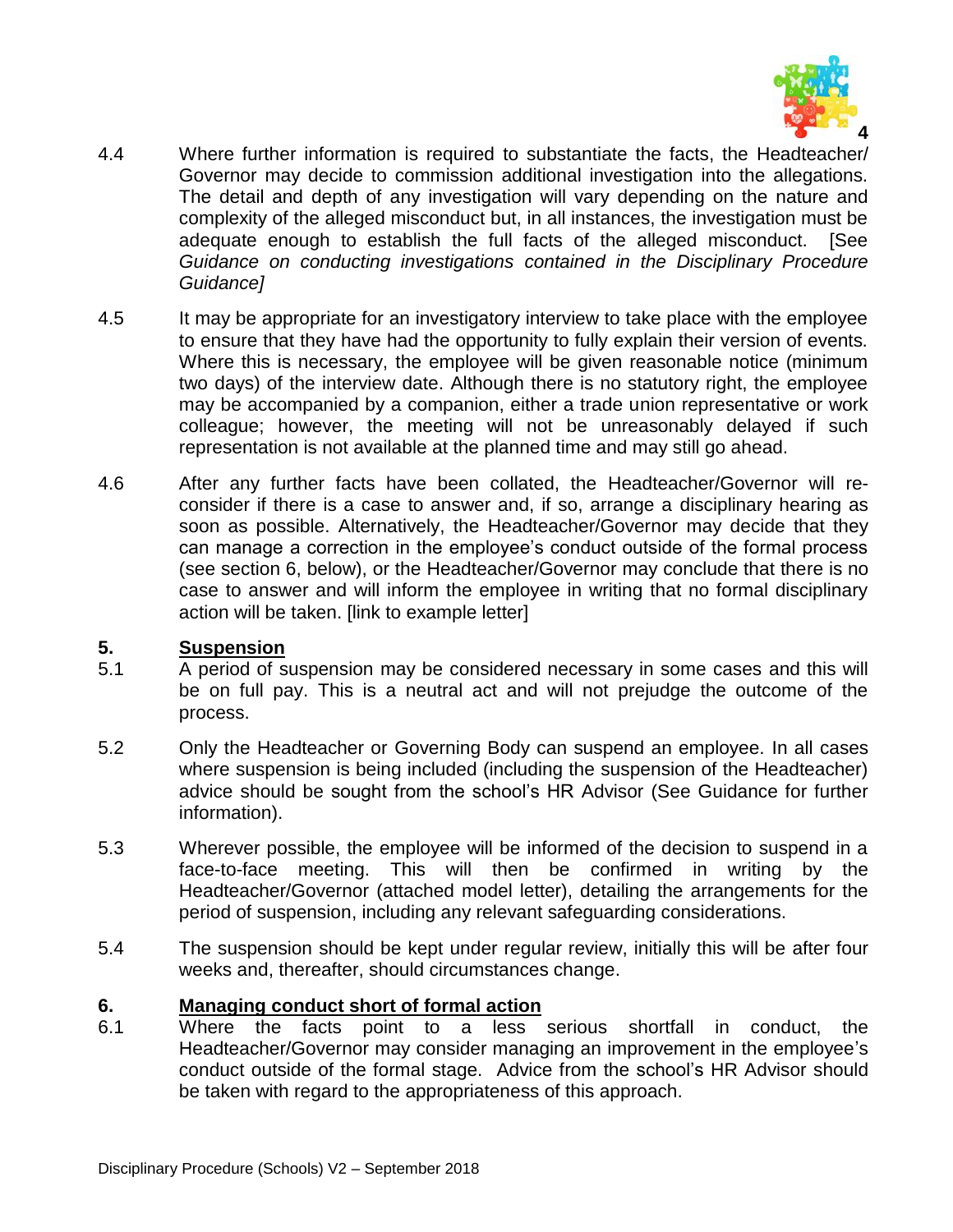4.4 Where further information is required to substantiate the facts, the Headteacher/ Governor may decide to commission additional investigation into the allegations. The detail and depth of any investigation will vary depending on the nature and complexity of the alleged misconduct but, in all instances, the investigation must be adequate enough to establish the full facts of the alleged misconduct. [See *Guidance on conducting investigations contained in the Disciplinary Procedure Guidance]*

4.5 It may be appropriate for an investigatory interview to take place with the employee to ensure that they have had the opportunity to fully explain their version of events. Where this is necessary, the employee will be given reasonable notice (minimum two days) of the interview date. Although there is no statutory right, the employee may be accompanied by a companion, either a trade union representative or work colleague; however, the meeting will not be unreasonably delayed if such representation is not available at the planned time and may still go ahead.

4.6 After any further facts have been collated, the Headteacher/Governor will re-consider if there is a case to answer and, if so, arrange a disciplinary hearing as soon as possible. Alternatively, the Headteacher/Governor may decide that they can manage a correction in the employee's conduct outside of the formal process (see section 6, below), or the Headteacher/Governor may conclude that there is no case to answer and will inform the employee in writing that no formal disciplinary action will be taken. [link to example letter]

## 5. <u>Suspension</u>

5.1 A period of suspension may be considered necessary in some cases and this will be on full pay. This is a neutral act and will not prejudge the outcome of the process.

5.2 Only the Headteacher or Governing Body can suspend an employee. In all cases where suspension is being included (including the suspension of the Headteacher) advice should be sought from the school's HR Advisor (See Guidance for further information).

5.3 Wherever possible, the employee will be informed of the decision to suspend in a face-to-face meeting. This will then be confirmed in writing by the Headteacher/Governor (attached model letter), detailing the arrangements for the period of suspension, including any relevant safeguarding considerations.

5.4 The suspension should be kept under regular review, initially this will be after four weeks and, thereafter, should circumstances change.

## 6. <u>Managing conduct short of formal action</u>

6.1 Where the facts point to a less serious shortfall in conduct, the Headteacher/Governor may consider managing an improvement in the employee's conduct outside of the formal stage. Advice from the school's HR Advisor should be taken with regard to the appropriateness of this approach.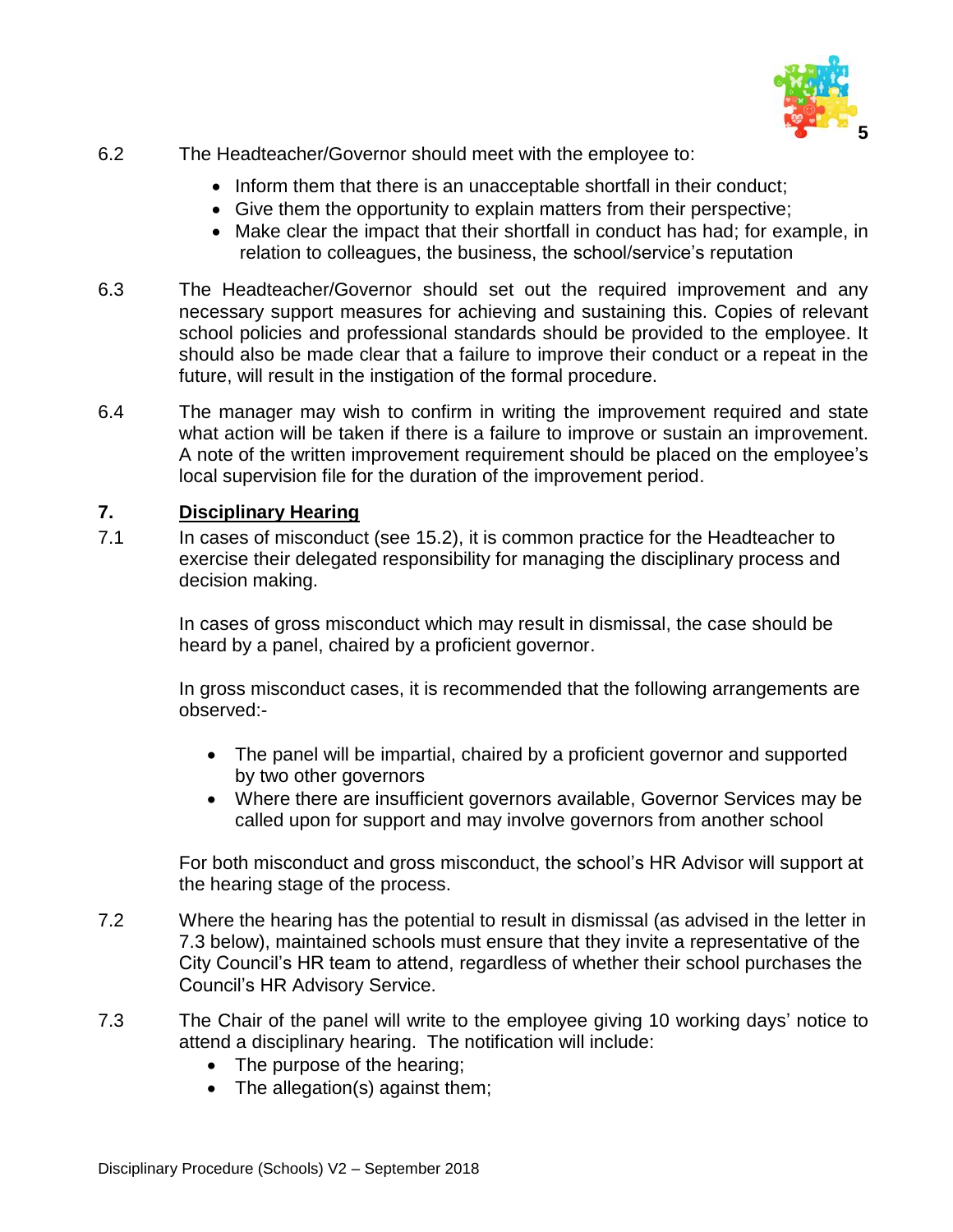6.2 The Headteacher/Governor should meet with the employee to:

- Inform them that there is an unacceptable shortfall in their conduct;
- Give them the opportunity to explain matters from their perspective;
- Make clear the impact that their shortfall in conduct has had; for example, in relation to colleagues, the business, the school/service's reputation

6.3 The Headteacher/Governor should set out the required improvement and any necessary support measures for achieving and sustaining this. Copies of relevant school policies and professional standards should be provided to the employee. It should also be made clear that a failure to improve their conduct or a repeat in the future, will result in the instigation of the formal procedure.

6.4 The manager may wish to confirm in writing the improvement required and state what action will be taken if there is a failure to improve or sustain an improvement. A note of the written improvement requirement should be placed on the employee's local supervision file for the duration of the improvement period.

## 7. Disciplinary Hearing

7.1 In cases of misconduct (see 15.2), it is common practice for the Headteacher to exercise their delegated responsibility for managing the disciplinary process and decision making.

In cases of gross misconduct which may result in dismissal, the case should be heard by a panel, chaired by a proficient governor.

In gross misconduct cases, it is recommended that the following arrangements are observed:-

- The panel will be impartial, chaired by a proficient governor and supported by two other governors
- Where there are insufficient governors available, Governor Services may be called upon for support and may involve governors from another school

For both misconduct and gross misconduct, the school's HR Advisor will support at the hearing stage of the process.

7.2 Where the hearing has the potential to result in dismissal (as advised in the letter in 7.3 below), maintained schools must ensure that they invite a representative of the City Council's HR team to attend, regardless of whether their school purchases the Council's HR Advisory Service.

7.3 The Chair of the panel will write to the employee giving 10 working days' notice to attend a disciplinary hearing. The notification will include:

- The purpose of the hearing;
- The allegation(s) against them;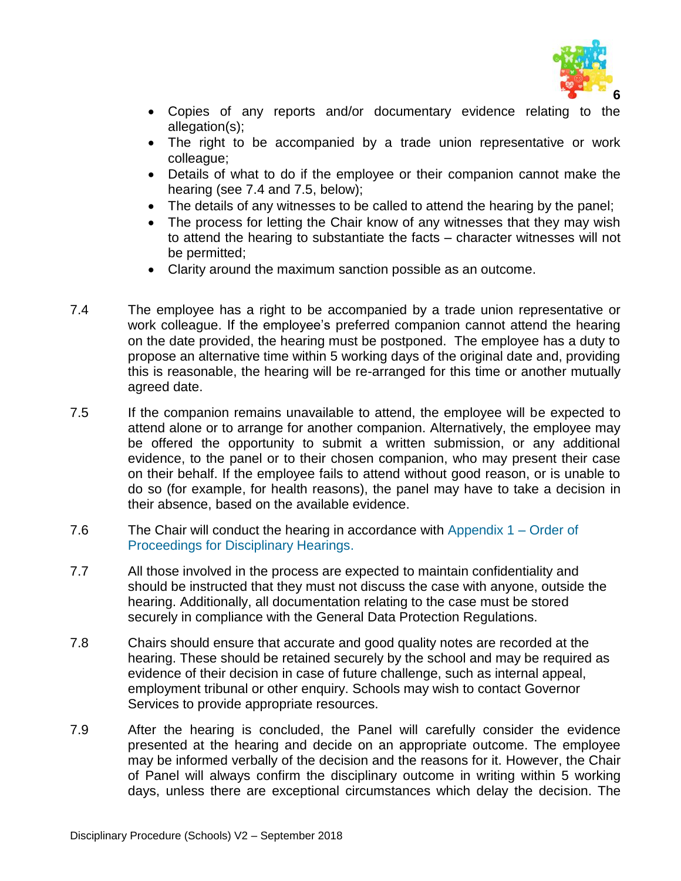- Copies of any reports and/or documentary evidence relating to the allegation(s);
- The right to be accompanied by a trade union representative or work colleague;
- Details of what to do if the employee or their companion cannot make the hearing (see 7.4 and 7.5, below);
- The details of any witnesses to be called to attend the hearing by the panel;
- The process for letting the Chair know of any witnesses that they may wish to attend the hearing to substantiate the facts – character witnesses will not be permitted;
- Clarity around the maximum sanction possible as an outcome.

7.4 The employee has a right to be accompanied by a trade union representative or work colleague. If the employee's preferred companion cannot attend the hearing on the date provided, the hearing must be postponed. The employee has a duty to propose an alternative time within 5 working days of the original date and, providing this is reasonable, the hearing will be re-arranged for this time or another mutually agreed date.

7.5 If the companion remains unavailable to attend, the employee will be expected to attend alone or to arrange for another companion. Alternatively, the employee may be offered the opportunity to submit a written submission, or any additional evidence, to the panel or to their chosen companion, who may present their case on their behalf. If the employee fails to attend without good reason, or is unable to do so (for example, for health reasons), the panel may have to take a decision in their absence, based on the available evidence.

7.6 The Chair will conduct the hearing in accordance with Appendix 1 – Order of Proceedings for Disciplinary Hearings.

7.7 All those involved in the process are expected to maintain confidentiality and should be instructed that they must not discuss the case with anyone, outside the hearing. Additionally, all documentation relating to the case must be stored securely in compliance with the General Data Protection Regulations.

7.8 Chairs should ensure that accurate and good quality notes are recorded at the hearing. These should be retained securely by the school and may be required as evidence of their decision in case of future challenge, such as internal appeal, employment tribunal or other enquiry. Schools may wish to contact Governor Services to provide appropriate resources.

7.9 After the hearing is concluded, the Panel will carefully consider the evidence presented at the hearing and decide on an appropriate outcome. The employee may be informed verbally of the decision and the reasons for it. However, the Chair of Panel will always confirm the disciplinary outcome in writing within 5 working days, unless there are exceptional circumstances which delay the decision. The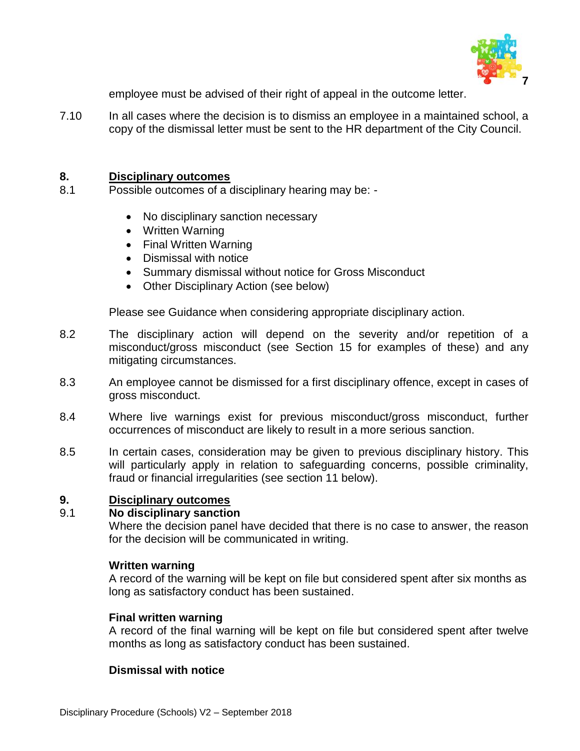employee must be advised of their right of appeal in the outcome letter.

7.10 In all cases where the decision is to dismiss an employee in a maintained school, a copy of the dismissal letter must be sent to the HR department of the City Council.

## 8. Disciplinary outcomes

8.1 Possible outcomes of a disciplinary hearing may be: -

- No disciplinary sanction necessary
- Written Warning
- Final Written Warning
- Dismissal with notice
- Summary dismissal without notice for Gross Misconduct
- Other Disciplinary Action (see below)

Please see Guidance when considering appropriate disciplinary action.

8.2 The disciplinary action will depend on the severity and/or repetition of a misconduct/gross misconduct (see Section 15 for examples of these) and any mitigating circumstances.

8.3 An employee cannot be dismissed for a first disciplinary offence, except in cases of gross misconduct.

8.4 Where live warnings exist for previous misconduct/gross misconduct, further occurrences of misconduct are likely to result in a more serious sanction.

8.5 In certain cases, consideration may be given to previous disciplinary history. This will particularly apply in relation to safeguarding concerns, possible criminality, fraud or financial irregularities (see section 11 below).

## 9. Disciplinary outcomes

9.1 **No disciplinary sanction**

Where the decision panel have decided that there is no case to answer, the reason for the decision will be communicated in writing.

**Written warning**

A record of the warning will be kept on file but considered spent after six months as long as satisfactory conduct has been sustained.

**Final written warning**

A record of the final warning will be kept on file but considered spent after twelve months as long as satisfactory conduct has been sustained.

**Dismissal with notice**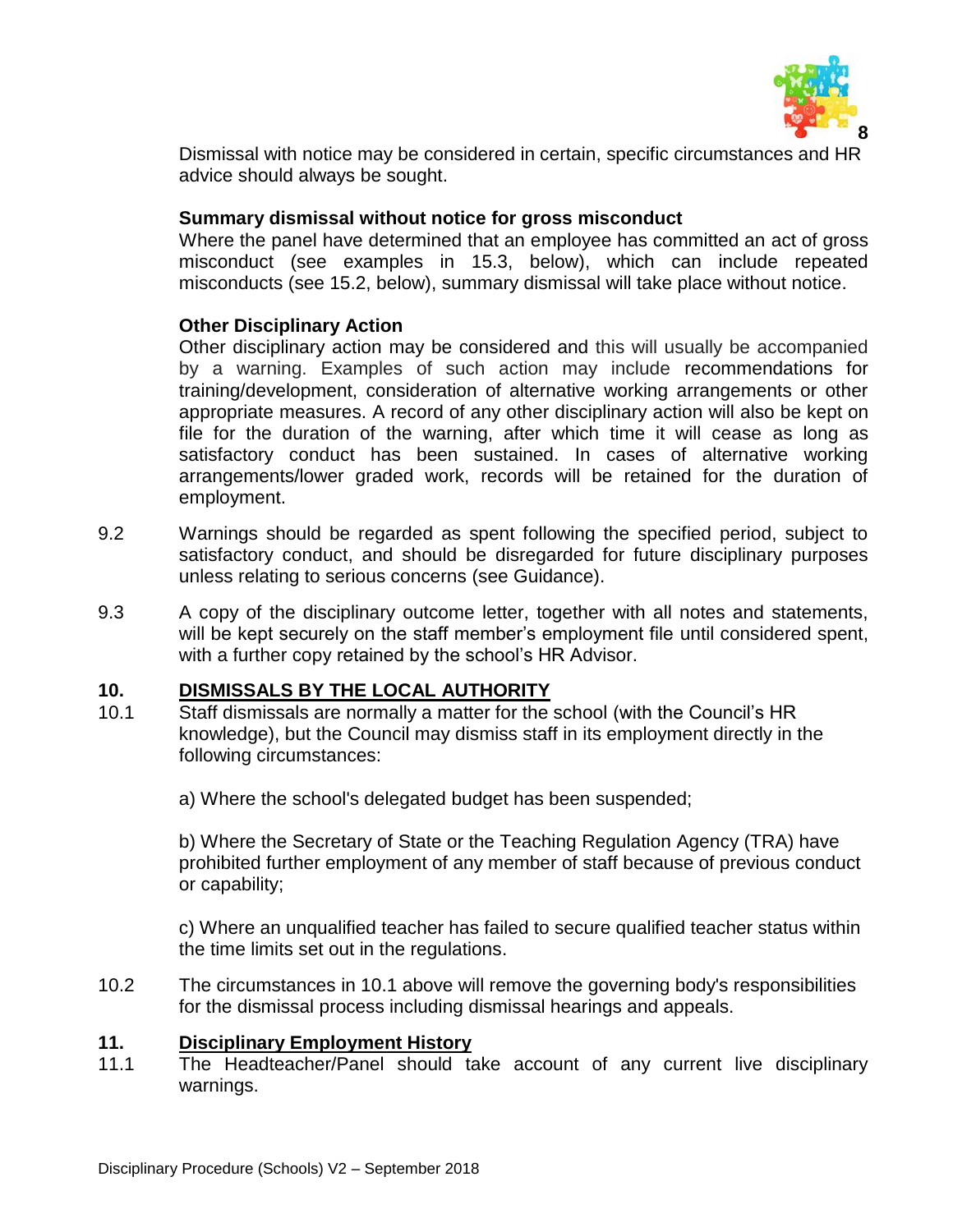Dismissal with notice may be considered in certain, specific circumstances and HR advice should always be sought.

**Summary dismissal without notice for gross misconduct**
Where the panel have determined that an employee has committed an act of gross misconduct (see examples in 15.3, below), which can include repeated misconducts (see 15.2, below), summary dismissal will take place without notice.

**Other Disciplinary Action**
Other disciplinary action may be considered and this will usually be accompanied by a warning. Examples of such action may include recommendations for training/development, consideration of alternative working arrangements or other appropriate measures. A record of any other disciplinary action will also be kept on file for the duration of the warning, after which time it will cease as long as satisfactory conduct has been sustained. In cases of alternative working arrangements/lower graded work, records will be retained for the duration of employment.

9.2 Warnings should be regarded as spent following the specified period, subject to satisfactory conduct, and should be disregarded for future disciplinary purposes unless relating to serious concerns (see Guidance).

9.3 A copy of the disciplinary outcome letter, together with all notes and statements, will be kept securely on the staff member's employment file until considered spent, with a further copy retained by the school's HR Advisor.

## 10. DISMISSALS BY THE LOCAL AUTHORITY

10.1 Staff dismissals are normally a matter for the school (with the Council's HR knowledge), but the Council may dismiss staff in its employment directly in the following circumstances:

a) Where the school's delegated budget has been suspended;

b) Where the Secretary of State or the Teaching Regulation Agency (TRA) have prohibited further employment of any member of staff because of previous conduct or capability;

c) Where an unqualified teacher has failed to secure qualified teacher status within the time limits set out in the regulations.

10.2 The circumstances in 10.1 above will remove the governing body's responsibilities for the dismissal process including dismissal hearings and appeals.

## 11. Disciplinary Employment History

11.1 The Headteacher/Panel should take account of any current live disciplinary warnings.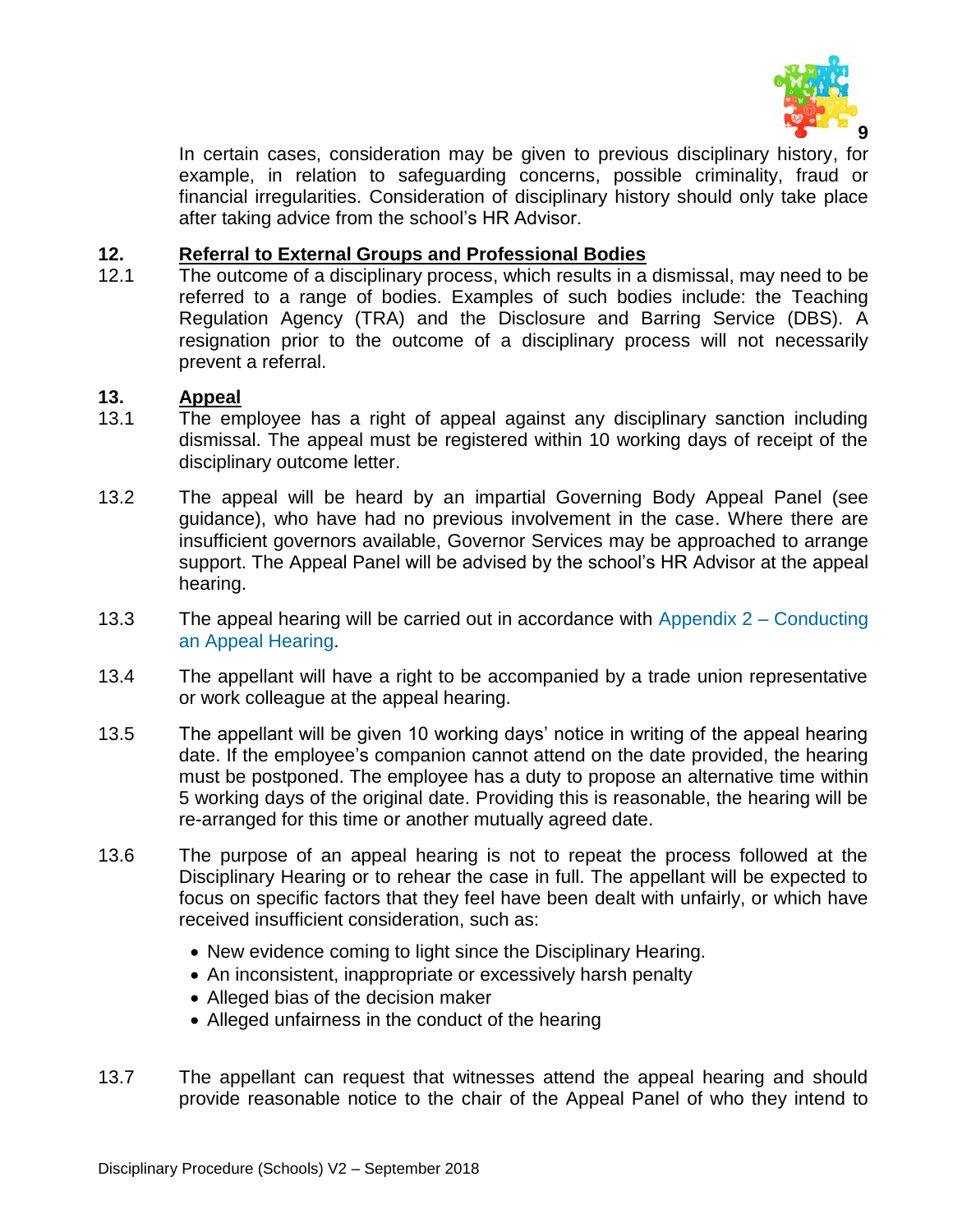In certain cases, consideration may be given to previous disciplinary history, for example, in relation to safeguarding concerns, possible criminality, fraud or financial irregularities. Consideration of disciplinary history should only take place after taking advice from the school's HR Advisor.

## 12. Referral to External Groups and Professional Bodies

12.1 The outcome of a disciplinary process, which results in a dismissal, may need to be referred to a range of bodies. Examples of such bodies include: the Teaching Regulation Agency (TRA) and the Disclosure and Barring Service (DBS). A resignation prior to the outcome of a disciplinary process will not necessarily prevent a referral.

## 13. Appeal

13.1 The employee has a right of appeal against any disciplinary sanction including dismissal. The appeal must be registered within 10 working days of receipt of the disciplinary outcome letter.

13.2 The appeal will be heard by an impartial Governing Body Appeal Panel (see guidance), who have had no previous involvement in the case. Where there are insufficient governors available, Governor Services may be approached to arrange support. The Appeal Panel will be advised by the school's HR Advisor at the appeal hearing.

13.3 The appeal hearing will be carried out in accordance with Appendix 2 – Conducting an Appeal Hearing.

13.4 The appellant will have a right to be accompanied by a trade union representative or work colleague at the appeal hearing.

13.5 The appellant will be given 10 working days' notice in writing of the appeal hearing date. If the employee's companion cannot attend on the date provided, the hearing must be postponed. The employee has a duty to propose an alternative time within 5 working days of the original date. Providing this is reasonable, the hearing will be re-arranged for this time or another mutually agreed date.

13.6 The purpose of an appeal hearing is not to repeat the process followed at the Disciplinary Hearing or to rehear the case in full. The appellant will be expected to focus on specific factors that they feel have been dealt with unfairly, or which have received insufficient consideration, such as:

- New evidence coming to light since the Disciplinary Hearing.
- An inconsistent, inappropriate or excessively harsh penalty
- Alleged bias of the decision maker
- Alleged unfairness in the conduct of the hearing

13.7 The appellant can request that witnesses attend the appeal hearing and should provide reasonable notice to the chair of the Appeal Panel of who they intend to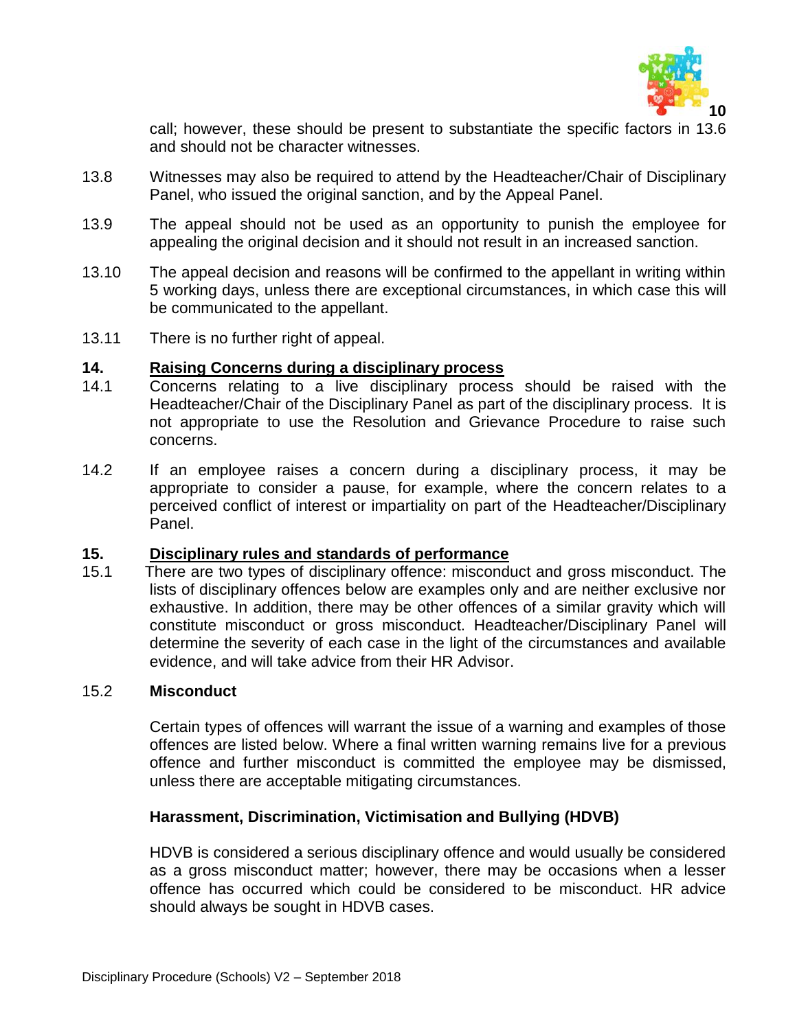call; however, these should be present to substantiate the specific factors in 13.6 and should not be character witnesses.

13.8 Witnesses may also be required to attend by the Headteacher/Chair of Disciplinary Panel, who issued the original sanction, and by the Appeal Panel.

13.9 The appeal should not be used as an opportunity to punish the employee for appealing the original decision and it should not result in an increased sanction.

13.10 The appeal decision and reasons will be confirmed to the appellant in writing within 5 working days, unless there are exceptional circumstances, in which case this will be communicated to the appellant.

13.11 There is no further right of appeal.

## 14. Raising Concerns during a disciplinary process

14.1 Concerns relating to a live disciplinary process should be raised with the Headteacher/Chair of the Disciplinary Panel as part of the disciplinary process. It is not appropriate to use the Resolution and Grievance Procedure to raise such concerns.

14.2 If an employee raises a concern during a disciplinary process, it may be appropriate to consider a pause, for example, where the concern relates to a perceived conflict of interest or impartiality on part of the Headteacher/Disciplinary Panel.

## 15. Disciplinary rules and standards of performance

15.1 There are two types of disciplinary offence: misconduct and gross misconduct. The lists of disciplinary offences below are examples only and are neither exclusive nor exhaustive. In addition, there may be other offences of a similar gravity which will constitute misconduct or gross misconduct. Headteacher/Disciplinary Panel will determine the severity of each case in the light of the circumstances and available evidence, and will take advice from their HR Advisor.

15.2 **Misconduct**

Certain types of offences will warrant the issue of a warning and examples of those offences are listed below. Where a final written warning remains live for a previous offence and further misconduct is committed the employee may be dismissed, unless there are acceptable mitigating circumstances.

**Harassment, Discrimination, Victimisation and Bullying (HDVB)**

HDVB is considered a serious disciplinary offence and would usually be considered as a gross misconduct matter; however, there may be occasions when a lesser offence has occurred which could be considered to be misconduct. HR advice should always be sought in HDVB cases.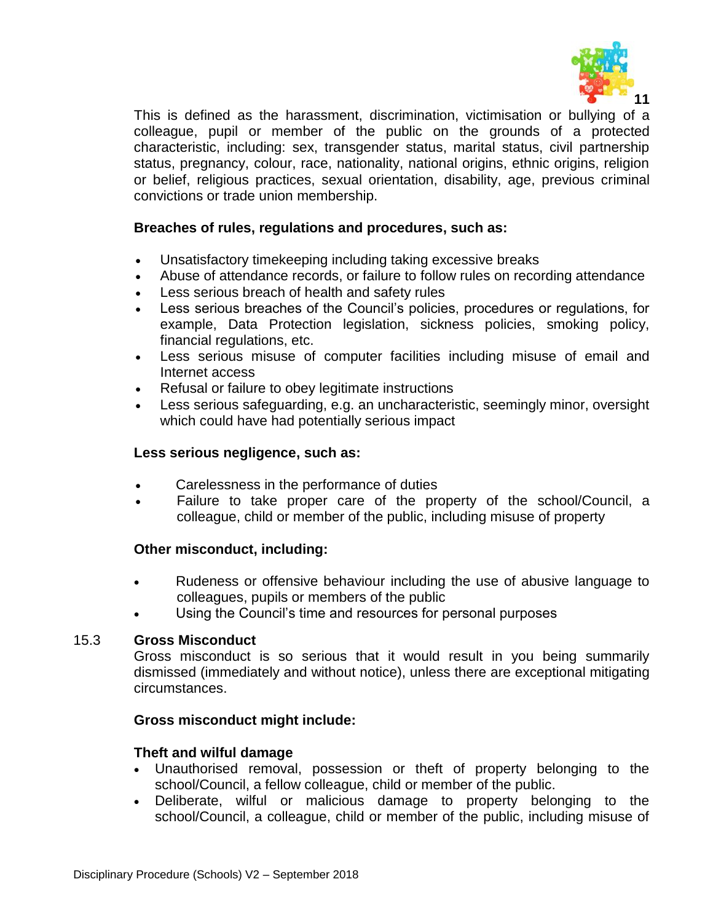This is defined as the harassment, discrimination, victimisation or bullying of a colleague, pupil or member of the public on the grounds of a protected characteristic, including: sex, transgender status, marital status, civil partnership status, pregnancy, colour, race, nationality, national origins, ethnic origins, religion or belief, religious practices, sexual orientation, disability, age, previous criminal convictions or trade union membership.

**Breaches of rules, regulations and procedures, such as:**

- Unsatisfactory timekeeping including taking excessive breaks
- Abuse of attendance records, or failure to follow rules on recording attendance
- Less serious breach of health and safety rules
- Less serious breaches of the Council's policies, procedures or regulations, for example, Data Protection legislation, sickness policies, smoking policy, financial regulations, etc.
- Less serious misuse of computer facilities including misuse of email and Internet access
- Refusal or failure to obey legitimate instructions
- Less serious safeguarding, e.g. an uncharacteristic, seemingly minor, oversight which could have had potentially serious impact

**Less serious negligence, such as:**

- Carelessness in the performance of duties
- Failure to take proper care of the property of the school/Council, a colleague, child or member of the public, including misuse of property

**Other misconduct, including:**

- Rudeness or offensive behaviour including the use of abusive language to colleagues, pupils or members of the public
- Using the Council's time and resources for personal purposes

### 15.3 Gross Misconduct

Gross misconduct is so serious that it would result in you being summarily dismissed (immediately and without notice), unless there are exceptional mitigating circumstances.

**Gross misconduct might include:**

**Theft and wilful damage**

- Unauthorised removal, possession or theft of property belonging to the school/Council, a fellow colleague, child or member of the public.
- Deliberate, wilful or malicious damage to property belonging to the school/Council, a colleague, child or member of the public, including misuse of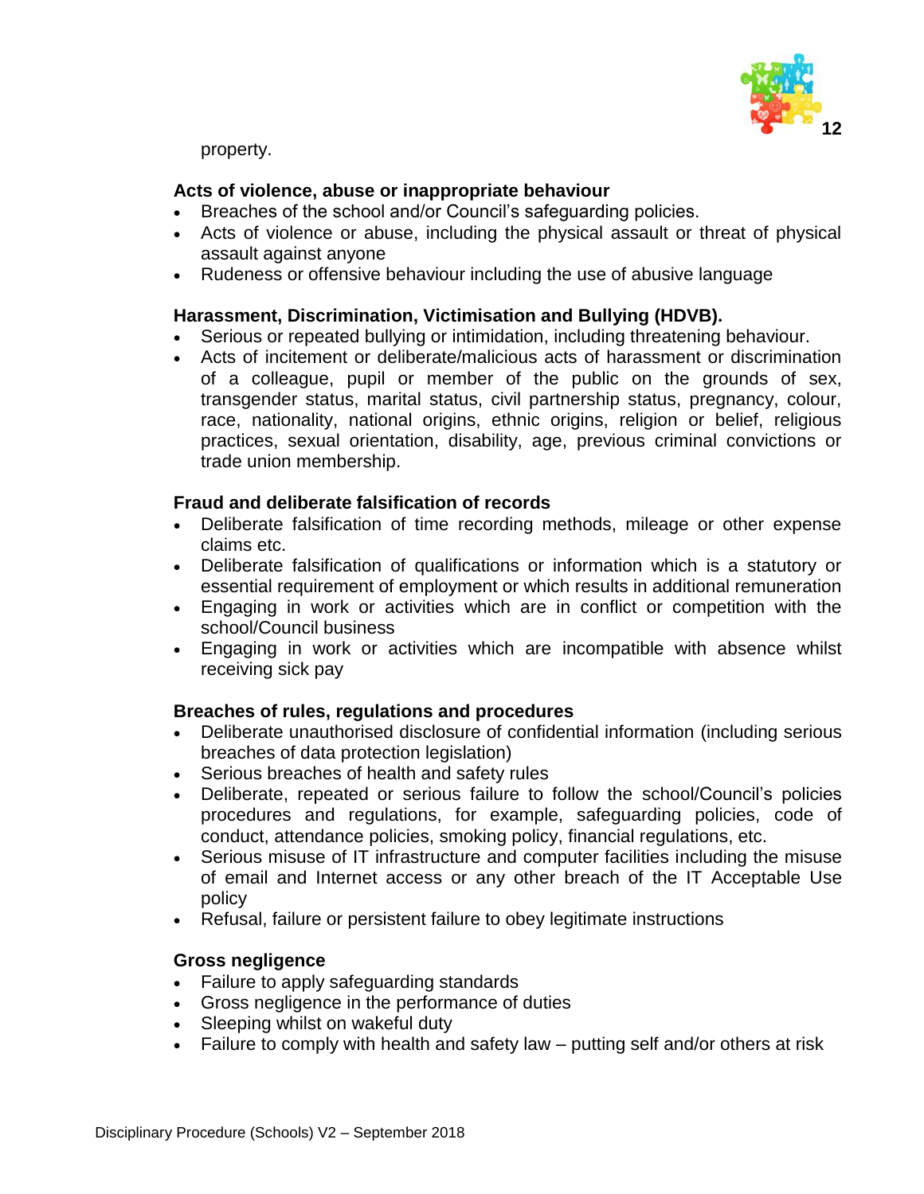property.

**Acts of violence, abuse or inappropriate behaviour**

- Breaches of the school and/or Council's safeguarding policies.
- Acts of violence or abuse, including the physical assault or threat of physical assault against anyone
- Rudeness or offensive behaviour including the use of abusive language

**Harassment, Discrimination, Victimisation and Bullying (HDVB).**

- Serious or repeated bullying or intimidation, including threatening behaviour.
- Acts of incitement or deliberate/malicious acts of harassment or discrimination of a colleague, pupil or member of the public on the grounds of sex, transgender status, marital status, civil partnership status, pregnancy, colour, race, nationality, national origins, ethnic origins, religion or belief, religious practices, sexual orientation, disability, age, previous criminal convictions or trade union membership.

**Fraud and deliberate falsification of records**

- Deliberate falsification of time recording methods, mileage or other expense claims etc.
- Deliberate falsification of qualifications or information which is a statutory or essential requirement of employment or which results in additional remuneration
- Engaging in work or activities which are in conflict or competition with the school/Council business
- Engaging in work or activities which are incompatible with absence whilst receiving sick pay

**Breaches of rules, regulations and procedures**

- Deliberate unauthorised disclosure of confidential information (including serious breaches of data protection legislation)
- Serious breaches of health and safety rules
- Deliberate, repeated or serious failure to follow the school/Council's policies procedures and regulations, for example, safeguarding policies, code of conduct, attendance policies, smoking policy, financial regulations, etc.
- Serious misuse of IT infrastructure and computer facilities including the misuse of email and Internet access or any other breach of the IT Acceptable Use policy
- Refusal, failure or persistent failure to obey legitimate instructions

**Gross negligence**

- Failure to apply safeguarding standards
- Gross negligence in the performance of duties
- Sleeping whilst on wakeful duty
- Failure to comply with health and safety law – putting self and/or others at risk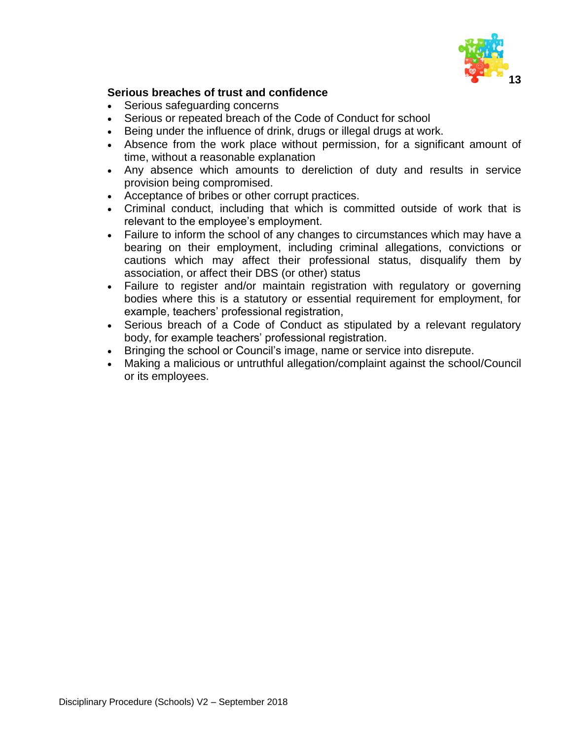**Serious breaches of trust and confidence**

- Serious safeguarding concerns
- Serious or repeated breach of the Code of Conduct for school
- Being under the influence of drink, drugs or illegal drugs at work.
- Absence from the work place without permission, for a significant amount of time, without a reasonable explanation
- Any absence which amounts to dereliction of duty and results in service provision being compromised.
- Acceptance of bribes or other corrupt practices.
- Criminal conduct, including that which is committed outside of work that is relevant to the employee's employment.
- Failure to inform the school of any changes to circumstances which may have a bearing on their employment, including criminal allegations, convictions or cautions which may affect their professional status, disqualify them by association, or affect their DBS (or other) status
- Failure to register and/or maintain registration with regulatory or governing bodies where this is a statutory or essential requirement for employment, for example, teachers' professional registration,
- Serious breach of a Code of Conduct as stipulated by a relevant regulatory body, for example teachers' professional registration.
- Bringing the school or Council's image, name or service into disrepute.
- Making a malicious or untruthful allegation/complaint against the school/Council or its employees.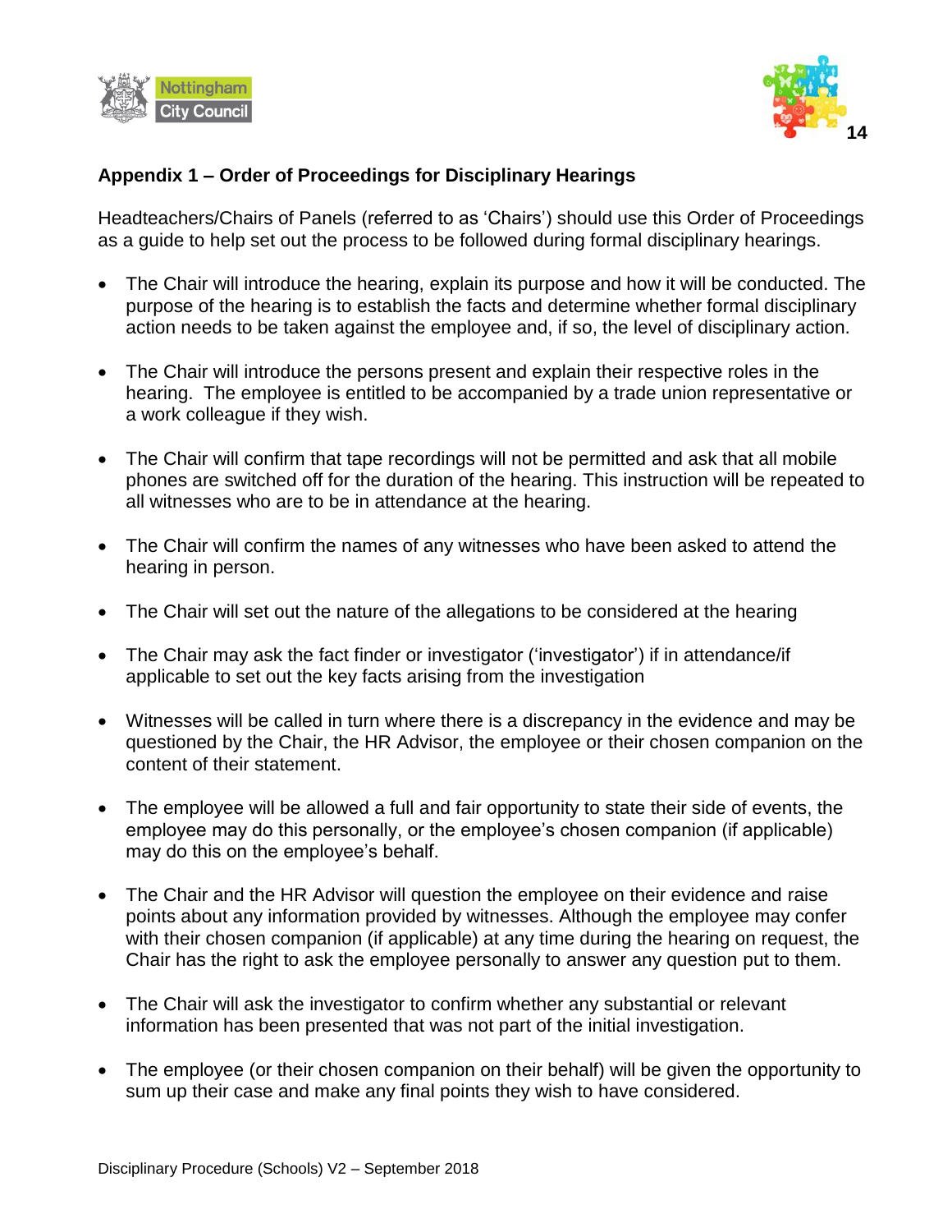## Appendix 1 – Order of Proceedings for Disciplinary Hearings

Headteachers/Chairs of Panels (referred to as 'Chairs') should use this Order of Proceedings as a guide to help set out the process to be followed during formal disciplinary hearings.

- The Chair will introduce the hearing, explain its purpose and how it will be conducted. The purpose of the hearing is to establish the facts and determine whether formal disciplinary action needs to be taken against the employee and, if so, the level of disciplinary action.
- The Chair will introduce the persons present and explain their respective roles in the hearing. The employee is entitled to be accompanied by a trade union representative or a work colleague if they wish.
- The Chair will confirm that tape recordings will not be permitted and ask that all mobile phones are switched off for the duration of the hearing. This instruction will be repeated to all witnesses who are to be in attendance at the hearing.
- The Chair will confirm the names of any witnesses who have been asked to attend the hearing in person.
- The Chair will set out the nature of the allegations to be considered at the hearing
- The Chair may ask the fact finder or investigator ('investigator') if in attendance/if applicable to set out the key facts arising from the investigation
- Witnesses will be called in turn where there is a discrepancy in the evidence and may be questioned by the Chair, the HR Advisor, the employee or their chosen companion on the content of their statement.
- The employee will be allowed a full and fair opportunity to state their side of events, the employee may do this personally, or the employee's chosen companion (if applicable) may do this on the employee's behalf.
- The Chair and the HR Advisor will question the employee on their evidence and raise points about any information provided by witnesses. Although the employee may confer with their chosen companion (if applicable) at any time during the hearing on request, the Chair has the right to ask the employee personally to answer any question put to them.
- The Chair will ask the investigator to confirm whether any substantial or relevant information has been presented that was not part of the initial investigation.
- The employee (or their chosen companion on their behalf) will be given the opportunity to sum up their case and make any final points they wish to have considered.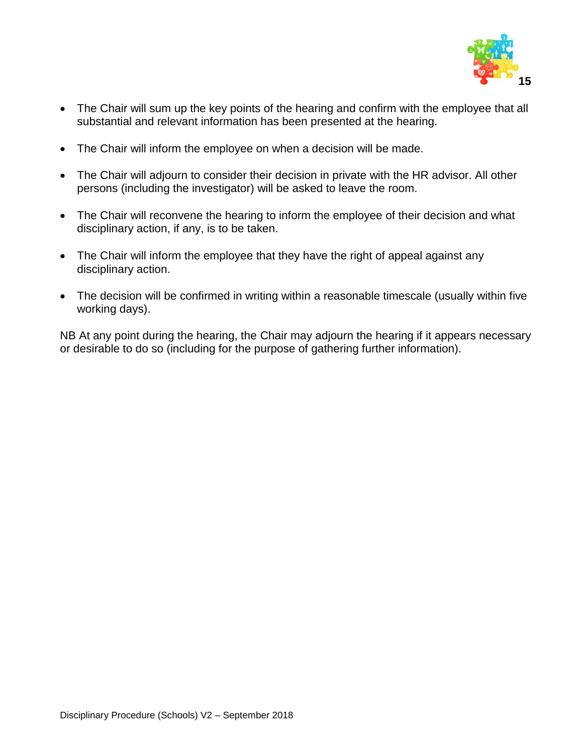- The Chair will sum up the key points of the hearing and confirm with the employee that all substantial and relevant information has been presented at the hearing.

- The Chair will inform the employee on when a decision will be made.

- The Chair will adjourn to consider their decision in private with the HR advisor. All other persons (including the investigator) will be asked to leave the room.

- The Chair will reconvene the hearing to inform the employee of their decision and what disciplinary action, if any, is to be taken.

- The Chair will inform the employee that they have the right of appeal against any disciplinary action.

- The decision will be confirmed in writing within a reasonable timescale (usually within five working days).

NB At any point during the hearing, the Chair may adjourn the hearing if it appears necessary or desirable to do so (including for the purpose of gathering further information).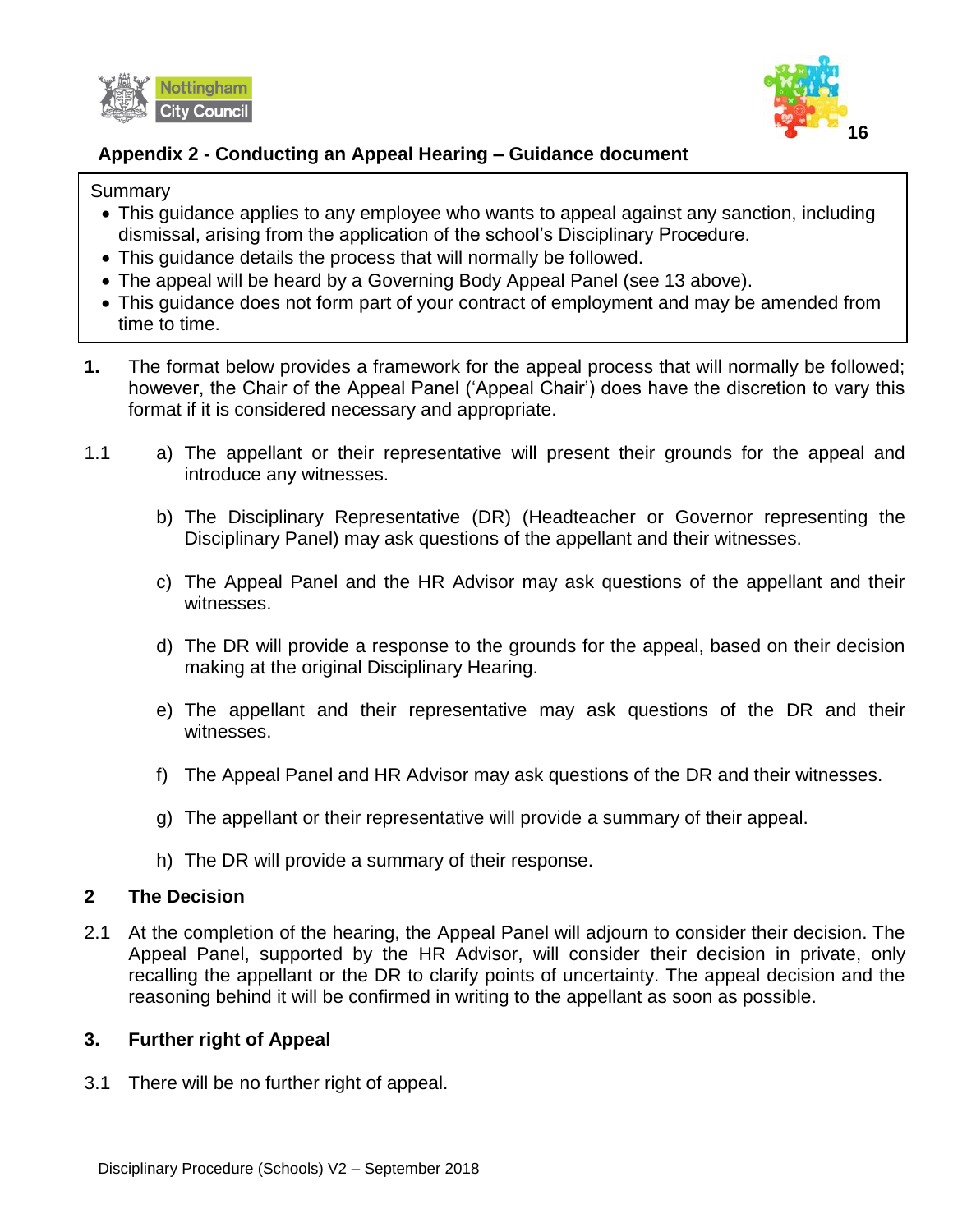## Appendix 2 - Conducting an Appeal Hearing – Guidance document

Summary

- This guidance applies to any employee who wants to appeal against any sanction, including dismissal, arising from the application of the school's Disciplinary Procedure.
- This guidance details the process that will normally be followed.
- The appeal will be heard by a Governing Body Appeal Panel (see 13 above).
- This guidance does not form part of your contract of employment and may be amended from time to time.

**1.** The format below provides a framework for the appeal process that will normally be followed; however, the Chair of the Appeal Panel ('Appeal Chair') does have the discretion to vary this format if it is considered necessary and appropriate.

1.1

a) The appellant or their representative will present their grounds for the appeal and introduce any witnesses.

b) The Disciplinary Representative (DR) (Headteacher or Governor representing the Disciplinary Panel) may ask questions of the appellant and their witnesses.

c) The Appeal Panel and the HR Advisor may ask questions of the appellant and their witnesses.

d) The DR will provide a response to the grounds for the appeal, based on their decision making at the original Disciplinary Hearing.

e) The appellant and their representative may ask questions of the DR and their witnesses.

f) The Appeal Panel and HR Advisor may ask questions of the DR and their witnesses.

g) The appellant or their representative will provide a summary of their appeal.

h) The DR will provide a summary of their response.

### 2 The Decision

2.1 At the completion of the hearing, the Appeal Panel will adjourn to consider their decision. The Appeal Panel, supported by the HR Advisor, will consider their decision in private, only recalling the appellant or the DR to clarify points of uncertainty. The appeal decision and the reasoning behind it will be confirmed in writing to the appellant as soon as possible.

### 3. Further right of Appeal

3.1 There will be no further right of appeal.